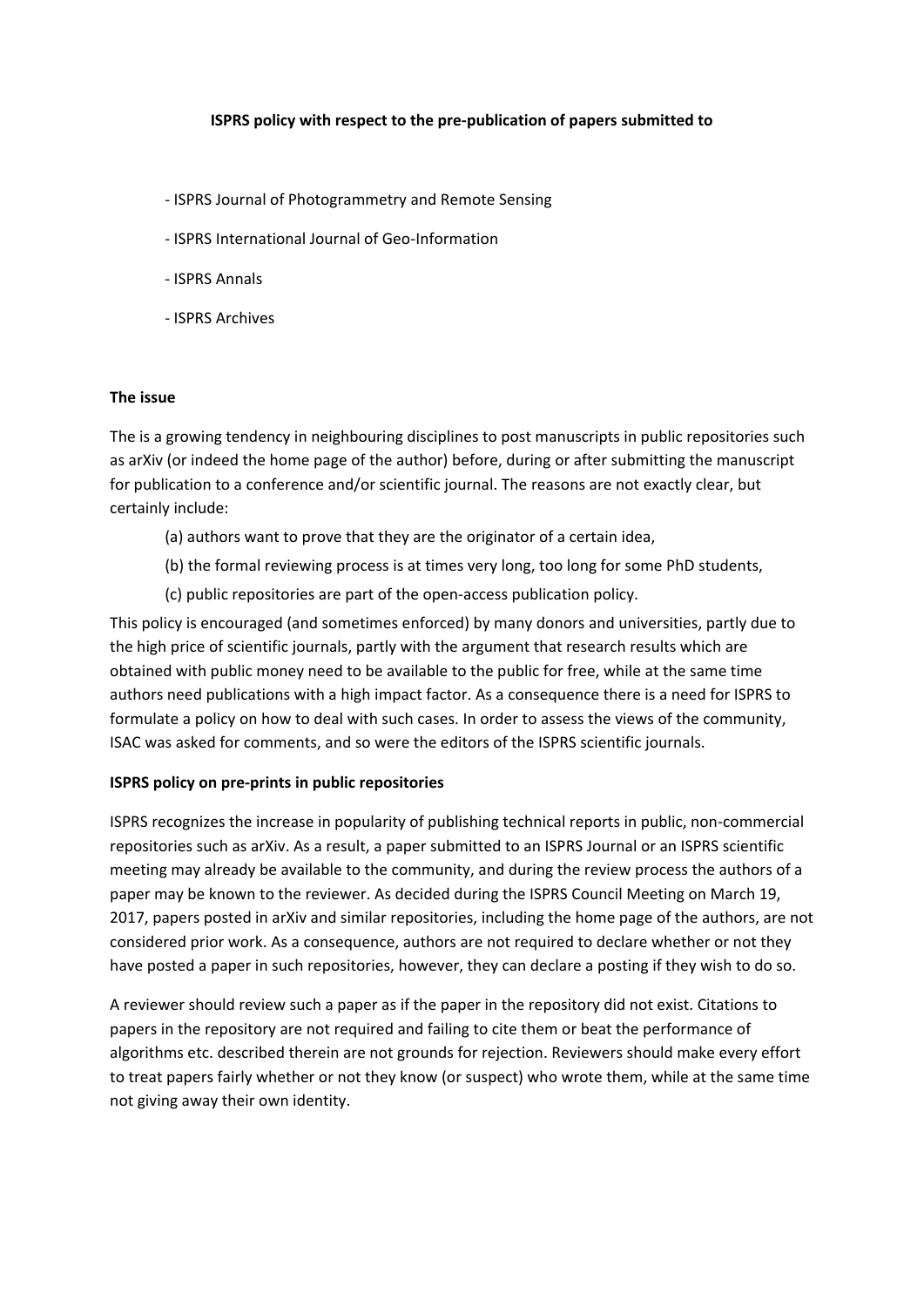**ISPRS policy with respect to the pre-publication of papers submitted to**

- ISPRS Journal of Photogrammetry and Remote Sensing
- ISPRS International Journal of Geo-Information
- ISPRS Annals
- ISPRS Archives

**The issue**

The is a growing tendency in neighbouring disciplines to post manuscripts in public repositories such as arXiv (or indeed the home page of the author) before, during or after submitting the manuscript for publication to a conference and/or scientific journal. The reasons are not exactly clear, but certainly include:

(a) authors want to prove that they are the originator of a certain idea,

(b) the formal reviewing process is at times very long, too long for some PhD students,

(c) public repositories are part of the open-access publication policy.

This policy is encouraged (and sometimes enforced) by many donors and universities, partly due to the high price of scientific journals, partly with the argument that research results which are obtained with public money need to be available to the public for free, while at the same time authors need publications with a high impact factor. As a consequence there is a need for ISPRS to formulate a policy on how to deal with such cases. In order to assess the views of the community, ISAC was asked for comments, and so were the editors of the ISPRS scientific journals.

**ISPRS policy on pre-prints in public repositories**

ISPRS recognizes the increase in popularity of publishing technical reports in public, non-commercial repositories such as arXiv. As a result, a paper submitted to an ISPRS Journal or an ISPRS scientific meeting may already be available to the community, and during the review process the authors of a paper may be known to the reviewer. As decided during the ISPRS Council Meeting on March 19, 2017, papers posted in arXiv and similar repositories, including the home page of the authors, are not considered prior work. As a consequence, authors are not required to declare whether or not they have posted a paper in such repositories, however, they can declare a posting if they wish to do so.

A reviewer should review such a paper as if the paper in the repository did not exist. Citations to papers in the repository are not required and failing to cite them or beat the performance of algorithms etc. described therein are not grounds for rejection. Reviewers should make every effort to treat papers fairly whether or not they know (or suspect) who wrote them, while at the same time not giving away their own identity.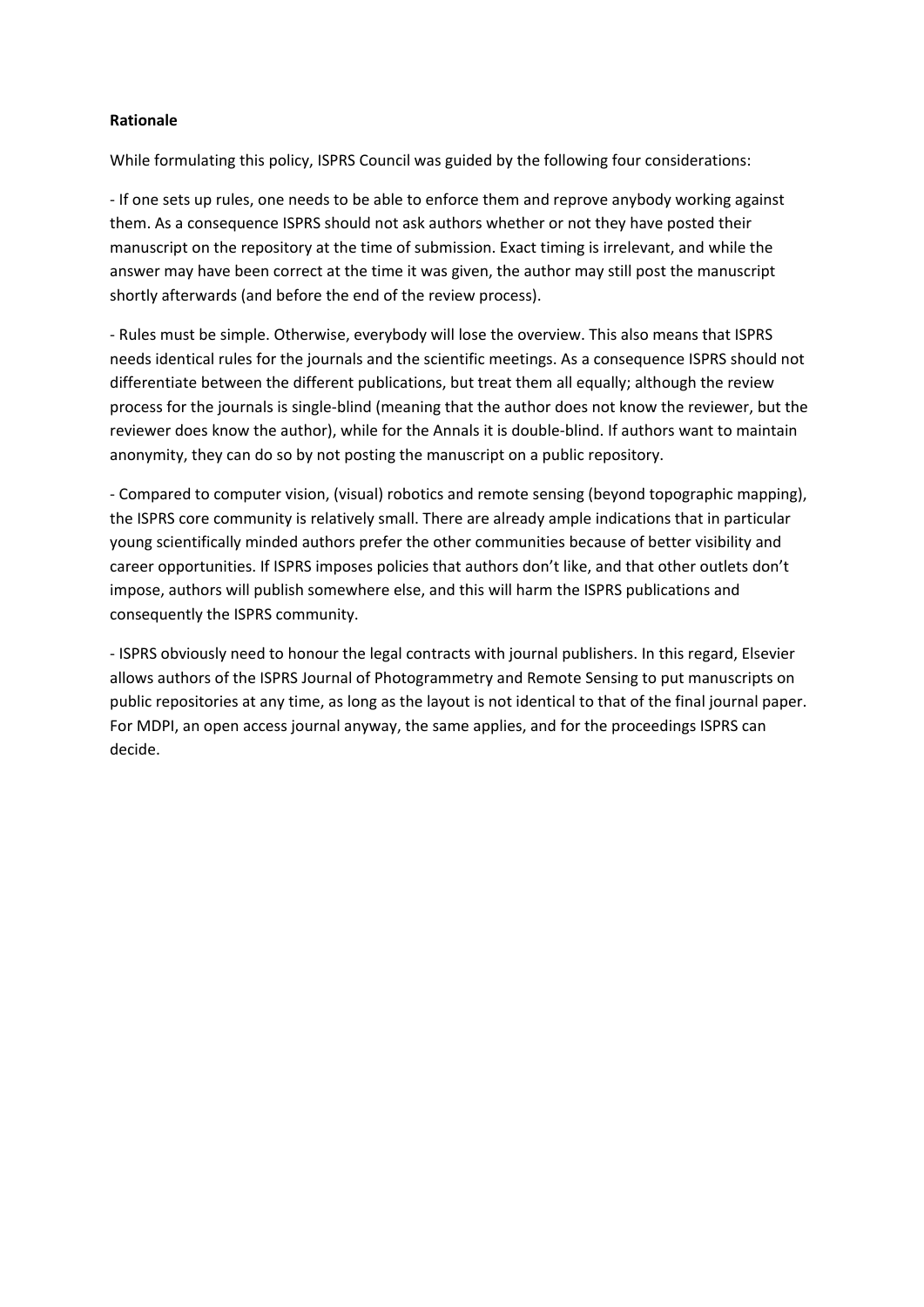**Rationale**

While formulating this policy, ISPRS Council was guided by the following four considerations:

- If one sets up rules, one needs to be able to enforce them and reprove anybody working against them. As a consequence ISPRS should not ask authors whether or not they have posted their manuscript on the repository at the time of submission. Exact timing is irrelevant, and while the answer may have been correct at the time it was given, the author may still post the manuscript shortly afterwards (and before the end of the review process).

- Rules must be simple. Otherwise, everybody will lose the overview. This also means that ISPRS needs identical rules for the journals and the scientific meetings. As a consequence ISPRS should not differentiate between the different publications, but treat them all equally; although the review process for the journals is single-blind (meaning that the author does not know the reviewer, but the reviewer does know the author), while for the Annals it is double-blind. If authors want to maintain anonymity, they can do so by not posting the manuscript on a public repository.

- Compared to computer vision, (visual) robotics and remote sensing (beyond topographic mapping), the ISPRS core community is relatively small. There are already ample indications that in particular young scientifically minded authors prefer the other communities because of better visibility and career opportunities. If ISPRS imposes policies that authors don't like, and that other outlets don't impose, authors will publish somewhere else, and this will harm the ISPRS publications and consequently the ISPRS community.

- ISPRS obviously need to honour the legal contracts with journal publishers. In this regard, Elsevier allows authors of the ISPRS Journal of Photogrammetry and Remote Sensing to put manuscripts on public repositories at any time, as long as the layout is not identical to that of the final journal paper. For MDPI, an open access journal anyway, the same applies, and for the proceedings ISPRS can decide.